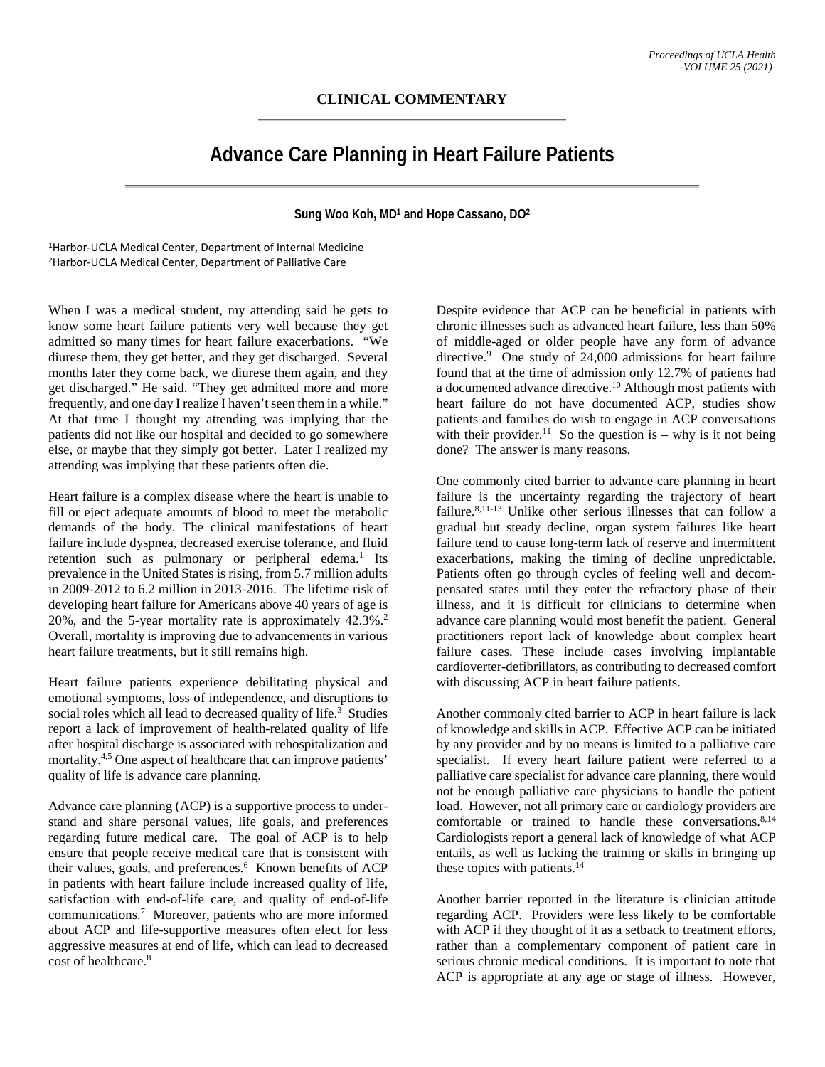## CLINICAL COMMENTARY

# Advance Care Planning in Heart Failure Patients

**Sung Woo Koh, MD[1] and Hope Cassano, DO[2]**

[1]Harbor-UCLA Medical Center, Department of Internal Medicine
[2]Harbor-UCLA Medical Center, Department of Palliative Care

When I was a medical student, my attending said he gets to know some heart failure patients very well because they get admitted so many times for heart failure exacerbations. "We diurese them, they get better, and they get discharged. Several months later they come back, we diurese them again, and they get discharged." He said. "They get admitted more and more frequently, and one day I realize I haven't seen them in a while." At that time I thought my attending was implying that the patients did not like our hospital and decided to go somewhere else, or maybe that they simply got better. Later I realized my attending was implying that these patients often die.

Heart failure is a complex disease where the heart is unable to fill or eject adequate amounts of blood to meet the metabolic demands of the body. The clinical manifestations of heart failure include dyspnea, decreased exercise tolerance, and fluid retention such as pulmonary or peripheral edema.[1] Its prevalence in the United States is rising, from 5.7 million adults in 2009-2012 to 6.2 million in 2013-2016. The lifetime risk of developing heart failure for Americans above 40 years of age is 20%, and the 5-year mortality rate is approximately 42.3%.[2] Overall, mortality is improving due to advancements in various heart failure treatments, but it still remains high.

Heart failure patients experience debilitating physical and emotional symptoms, loss of independence, and disruptions to social roles which all lead to decreased quality of life.[3] Studies report a lack of improvement of health-related quality of life after hospital discharge is associated with rehospitalization and mortality.[4,5] One aspect of healthcare that can improve patients' quality of life is advance care planning.

Advance care planning (ACP) is a supportive process to understand and share personal values, life goals, and preferences regarding future medical care. The goal of ACP is to help ensure that people receive medical care that is consistent with their values, goals, and preferences.[6] Known benefits of ACP in patients with heart failure include increased quality of life, satisfaction with end-of-life care, and quality of end-of-life communications.[7] Moreover, patients who are more informed about ACP and life-supportive measures often elect for less aggressive measures at end of life, which can lead to decreased cost of healthcare.[8]

Despite evidence that ACP can be beneficial in patients with chronic illnesses such as advanced heart failure, less than 50% of middle-aged or older people have any form of advance directive.[9] One study of 24,000 admissions for heart failure found that at the time of admission only 12.7% of patients had a documented advance directive.[10] Although most patients with heart failure do not have documented ACP, studies show patients and families do wish to engage in ACP conversations with their provider.[11] So the question is – why is it not being done? The answer is many reasons.

One commonly cited barrier to advance care planning in heart failure is the uncertainty regarding the trajectory of heart failure.[8,11-13] Unlike other serious illnesses that can follow a gradual but steady decline, organ system failures like heart failure tend to cause long-term lack of reserve and intermittent exacerbations, making the timing of decline unpredictable. Patients often go through cycles of feeling well and decompensated states until they enter the refractory phase of their illness, and it is difficult for clinicians to determine when advance care planning would most benefit the patient. General practitioners report lack of knowledge about complex heart failure cases. These include cases involving implantable cardioverter-defibrillators, as contributing to decreased comfort with discussing ACP in heart failure patients.

Another commonly cited barrier to ACP in heart failure is lack of knowledge and skills in ACP. Effective ACP can be initiated by any provider and by no means is limited to a palliative care specialist. If every heart failure patient were referred to a palliative care specialist for advance care planning, there would not be enough palliative care physicians to handle the patient load. However, not all primary care or cardiology providers are comfortable or trained to handle these conversations.[8,14] Cardiologists report a general lack of knowledge of what ACP entails, as well as lacking the training or skills in bringing up these topics with patients.[14]

Another barrier reported in the literature is clinician attitude regarding ACP. Providers were less likely to be comfortable with ACP if they thought of it as a setback to treatment efforts, rather than a complementary component of patient care in serious chronic medical conditions. It is important to note that ACP is appropriate at any age or stage of illness. However,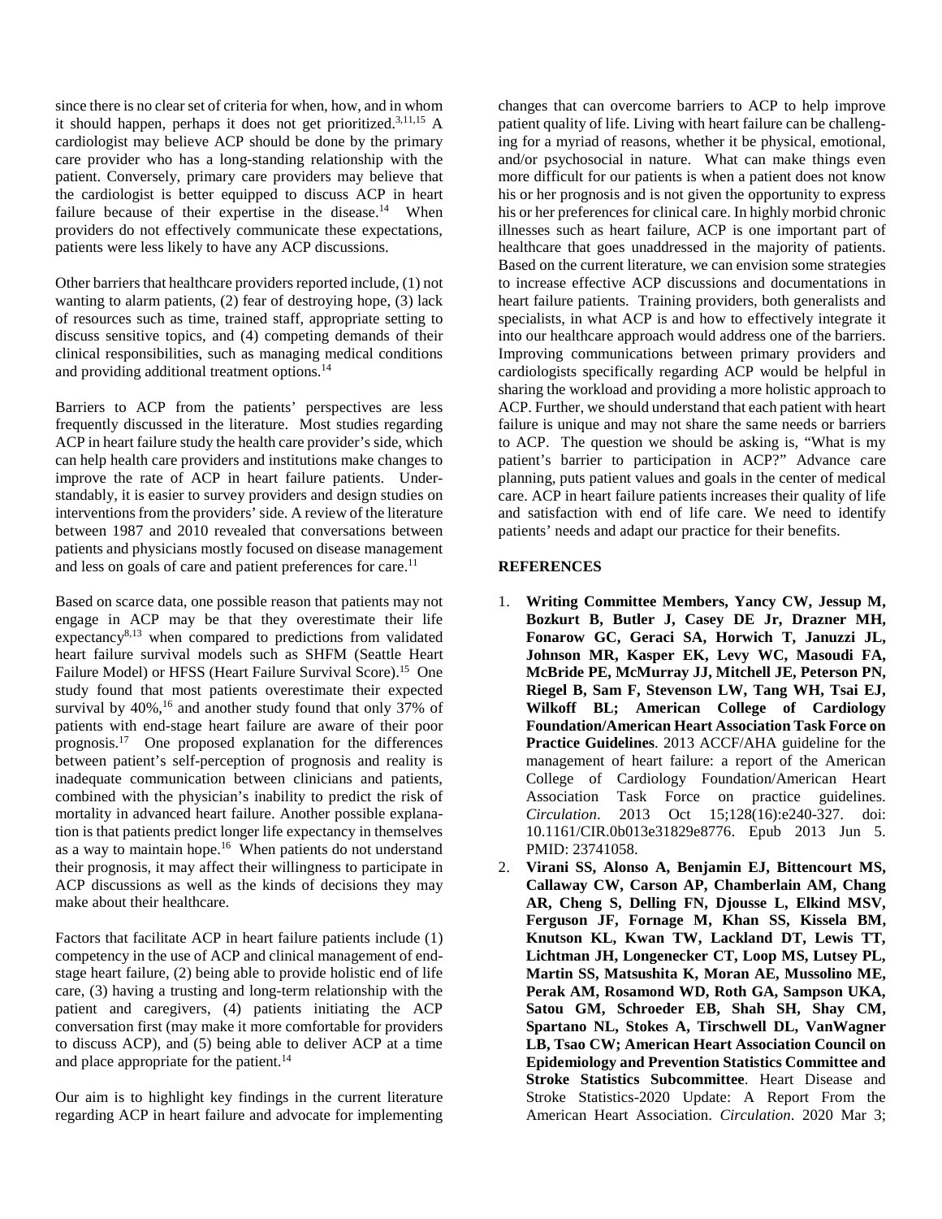since there is no clear set of criteria for when, how, and in whom it should happen, perhaps it does not get prioritized.[3,11,15] A cardiologist may believe ACP should be done by the primary care provider who has a long-standing relationship with the patient. Conversely, primary care providers may believe that the cardiologist is better equipped to discuss ACP in heart failure because of their expertise in the disease.[14] When providers do not effectively communicate these expectations, patients were less likely to have any ACP discussions.

Other barriers that healthcare providers reported include, (1) not wanting to alarm patients, (2) fear of destroying hope, (3) lack of resources such as time, trained staff, appropriate setting to discuss sensitive topics, and (4) competing demands of their clinical responsibilities, such as managing medical conditions and providing additional treatment options.[14]

Barriers to ACP from the patients' perspectives are less frequently discussed in the literature. Most studies regarding ACP in heart failure study the health care provider's side, which can help health care providers and institutions make changes to improve the rate of ACP in heart failure patients. Understandably, it is easier to survey providers and design studies on interventions from the providers' side. A review of the literature between 1987 and 2010 revealed that conversations between patients and physicians mostly focused on disease management and less on goals of care and patient preferences for care.[11]

Based on scarce data, one possible reason that patients may not engage in ACP may be that they overestimate their life expectancy[8,13] when compared to predictions from validated heart failure survival models such as SHFM (Seattle Heart Failure Model) or HFSS (Heart Failure Survival Score).[15] One study found that most patients overestimate their expected survival by 40%,[16] and another study found that only 37% of patients with end-stage heart failure are aware of their poor prognosis.[17] One proposed explanation for the differences between patient's self-perception of prognosis and reality is inadequate communication between clinicians and patients, combined with the physician's inability to predict the risk of mortality in advanced heart failure. Another possible explanation is that patients predict longer life expectancy in themselves as a way to maintain hope.[16] When patients do not understand their prognosis, it may affect their willingness to participate in ACP discussions as well as the kinds of decisions they may make about their healthcare.

Factors that facilitate ACP in heart failure patients include (1) competency in the use of ACP and clinical management of end-stage heart failure, (2) being able to provide holistic end of life care, (3) having a trusting and long-term relationship with the patient and caregivers, (4) patients initiating the ACP conversation first (may make it more comfortable for providers to discuss ACP), and (5) being able to deliver ACP at a time and place appropriate for the patient.[14]

Our aim is to highlight key findings in the current literature regarding ACP in heart failure and advocate for implementing changes that can overcome barriers to ACP to help improve patient quality of life. Living with heart failure can be challenging for a myriad of reasons, whether it be physical, emotional, and/or psychosocial in nature. What can make things even more difficult for our patients is when a patient does not know his or her prognosis and is not given the opportunity to express his or her preferences for clinical care. In highly morbid chronic illnesses such as heart failure, ACP is one important part of healthcare that goes unaddressed in the majority of patients. Based on the current literature, we can envision some strategies to increase effective ACP discussions and documentations in heart failure patients. Training providers, both generalists and specialists, in what ACP is and how to effectively integrate it into our healthcare approach would address one of the barriers. Improving communications between primary providers and cardiologists specifically regarding ACP would be helpful in sharing the workload and providing a more holistic approach to ACP. Further, we should understand that each patient with heart failure is unique and may not share the same needs or barriers to ACP. The question we should be asking is, "What is my patient's barrier to participation in ACP?" Advance care planning, puts patient values and goals in the center of medical care. ACP in heart failure patients increases their quality of life and satisfaction with end of life care. We need to identify patients' needs and adapt our practice for their benefits.

## REFERENCES

1. **Writing Committee Members, Yancy CW, Jessup M, Bozkurt B, Butler J, Casey DE Jr, Drazner MH, Fonarow GC, Geraci SA, Horwich T, Januzzi JL, Johnson MR, Kasper EK, Levy WC, Masoudi FA, McBride PE, McMurray JJ, Mitchell JE, Peterson PN, Riegel B, Sam F, Stevenson LW, Tang WH, Tsai EJ, Wilkoff BL; American College of Cardiology Foundation/American Heart Association Task Force on Practice Guidelines**. 2013 ACCF/AHA guideline for the management of heart failure: a report of the American College of Cardiology Foundation/American Heart Association Task Force on practice guidelines. *Circulation*. 2013 Oct 15;128(16):e240-327. doi: 10.1161/CIR.0b013e31829e8776. Epub 2013 Jun 5. PMID: 23741058.
2. **Virani SS, Alonso A, Benjamin EJ, Bittencourt MS, Callaway CW, Carson AP, Chamberlain AM, Chang AR, Cheng S, Delling FN, Djousse L, Elkind MSV, Ferguson JF, Fornage M, Khan SS, Kissela BM, Knutson KL, Kwan TW, Lackland DT, Lewis TT, Lichtman JH, Longenecker CT, Loop MS, Lutsey PL, Martin SS, Matsushita K, Moran AE, Mussolino ME, Perak AM, Rosamond WD, Roth GA, Sampson UKA, Satou GM, Schroeder EB, Shah SH, Shay CM, Spartano NL, Stokes A, Tirschwell DL, VanWagner LB, Tsao CW; American Heart Association Council on Epidemiology and Prevention Statistics Committee and Stroke Statistics Subcommittee**. Heart Disease and Stroke Statistics-2020 Update: A Report From the American Heart Association. *Circulation*. 2020 Mar 3;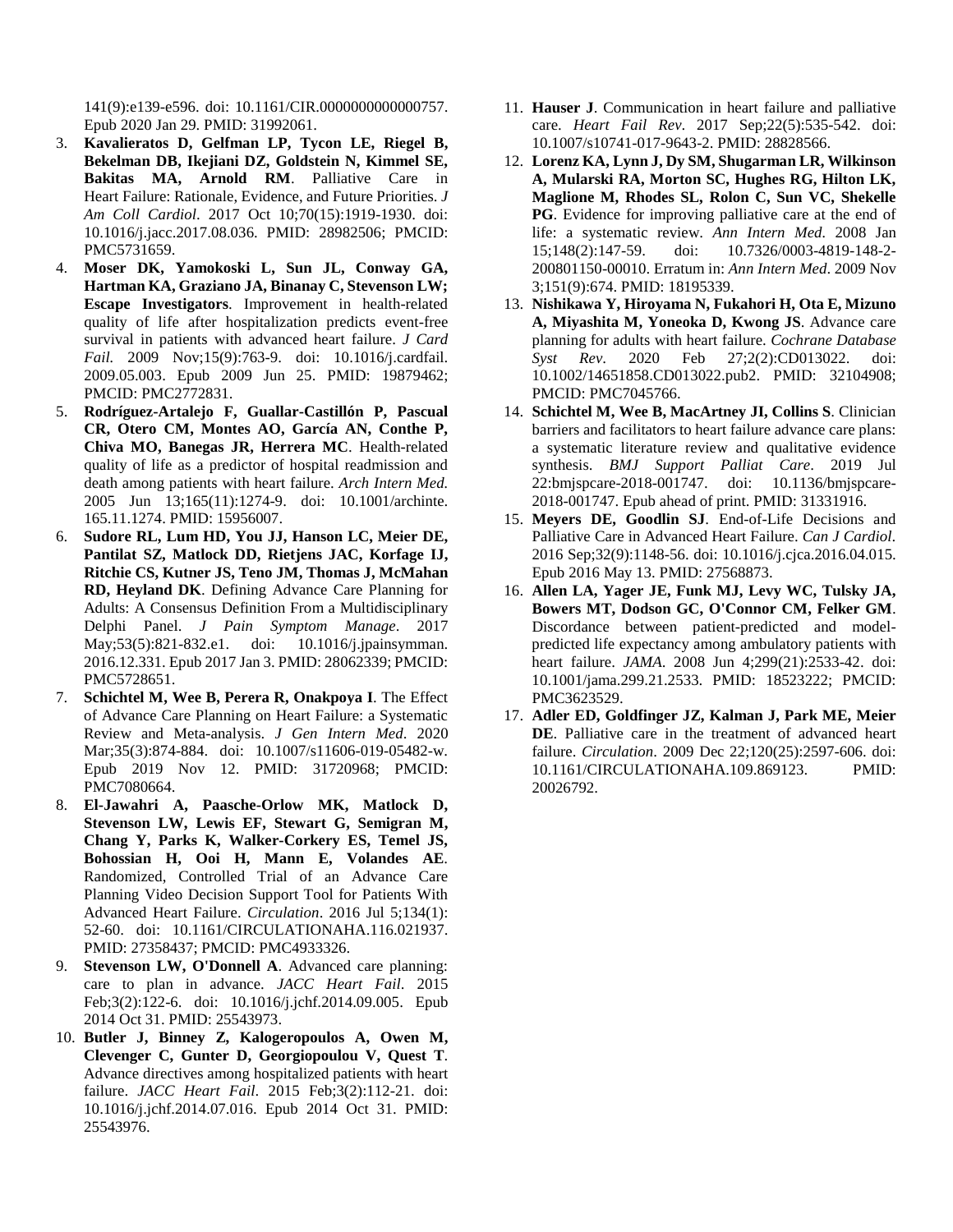141(9):e139-e596. doi: 10.1161/CIR.0000000000000757. Epub 2020 Jan 29. PMID: 31992061.

3. **Kavalieratos D, Gelfman LP, Tycon LE, Riegel B, Bekelman DB, Ikejiani DZ, Goldstein N, Kimmel SE, Bakitas MA, Arnold RM**. Palliative Care in Heart Failure: Rationale, Evidence, and Future Priorities. *J Am Coll Cardiol*. 2017 Oct 10;70(15):1919-1930. doi: 10.1016/j.jacc.2017.08.036. PMID: 28982506; PMCID: PMC5731659.
4. **Moser DK, Yamokoski L, Sun JL, Conway GA, Hartman KA, Graziano JA, Binanay C, Stevenson LW; Escape Investigators**. Improvement in health-related quality of life after hospitalization predicts event-free survival in patients with advanced heart failure. *J Card Fail*. 2009 Nov;15(9):763-9. doi: 10.1016/j.cardfail. 2009.05.003. Epub 2009 Jun 25. PMID: 19879462; PMCID: PMC2772831.
5. **Rodríguez-Artalejo F, Guallar-Castillón P, Pascual CR, Otero CM, Montes AO, García AN, Conthe P, Chiva MO, Banegas JR, Herrera MC**. Health-related quality of life as a predictor of hospital readmission and death among patients with heart failure. *Arch Intern Med.* 2005 Jun 13;165(11):1274-9. doi: 10.1001/archinte. 165.11.1274. PMID: 15956007.
6. **Sudore RL, Lum HD, You JJ, Hanson LC, Meier DE, Pantilat SZ, Matlock DD, Rietjens JAC, Korfage IJ, Ritchie CS, Kutner JS, Teno JM, Thomas J, McMahan RD, Heyland DK**. Defining Advance Care Planning for Adults: A Consensus Definition From a Multidisciplinary Delphi Panel. *J Pain Symptom Manage*. 2017 May;53(5):821-832.e1. doi: 10.1016/j.jpainsymman. 2016.12.331. Epub 2017 Jan 3. PMID: 28062339; PMCID: PMC5728651.
7. **Schichtel M, Wee B, Perera R, Onakpoya I**. The Effect of Advance Care Planning on Heart Failure: a Systematic Review and Meta-analysis. *J Gen Intern Med*. 2020 Mar;35(3):874-884. doi: 10.1007/s11606-019-05482-w. Epub 2019 Nov 12. PMID: 31720968; PMCID: PMC7080664.
8. **El-Jawahri A, Paasche-Orlow MK, Matlock D, Stevenson LW, Lewis EF, Stewart G, Semigran M, Chang Y, Parks K, Walker-Corkery ES, Temel JS, Bohossian H, Ooi H, Mann E, Volandes AE**. Randomized, Controlled Trial of an Advance Care Planning Video Decision Support Tool for Patients With Advanced Heart Failure. *Circulation*. 2016 Jul 5;134(1): 52-60. doi: 10.1161/CIRCULATIONAHA.116.021937. PMID: 27358437; PMCID: PMC4933326.
9. **Stevenson LW, O'Donnell A**. Advanced care planning: care to plan in advance. *JACC Heart Fail*. 2015 Feb;3(2):122-6. doi: 10.1016/j.jchf.2014.09.005. Epub 2014 Oct 31. PMID: 25543973.
10. **Butler J, Binney Z, Kalogeropoulos A, Owen M, Clevenger C, Gunter D, Georgiopoulou V, Quest T**. Advance directives among hospitalized patients with heart failure. *JACC Heart Fail*. 2015 Feb;3(2):112-21. doi: 10.1016/j.jchf.2014.07.016. Epub 2014 Oct 31. PMID: 25543976.
11. **Hauser J**. Communication in heart failure and palliative care. *Heart Fail Rev*. 2017 Sep;22(5):535-542. doi: 10.1007/s10741-017-9643-2. PMID: 28828566.
12. **Lorenz KA, Lynn J, Dy SM, Shugarman LR, Wilkinson A, Mularski RA, Morton SC, Hughes RG, Hilton LK, Maglione M, Rhodes SL, Rolon C, Sun VC, Shekelle PG**. Evidence for improving palliative care at the end of life: a systematic review. *Ann Intern Med*. 2008 Jan 15;148(2):147-59. doi: 10.7326/0003-4819-148-2-200801150-00010. Erratum in: *Ann Intern Med*. 2009 Nov 3;151(9):674. PMID: 18195339.
13. **Nishikawa Y, Hiroyama N, Fukahori H, Ota E, Mizuno A, Miyashita M, Yoneoka D, Kwong JS**. Advance care planning for adults with heart failure. *Cochrane Database Syst Rev*. 2020 Feb 27;2(2):CD013022. doi: 10.1002/14651858.CD013022.pub2. PMID: 32104908; PMCID: PMC7045766.
14. **Schichtel M, Wee B, MacArtney JI, Collins S**. Clinician barriers and facilitators to heart failure advance care plans: a systematic literature review and qualitative evidence synthesis. *BMJ Support Palliat Care*. 2019 Jul 22:bmjspcare-2018-001747. doi: 10.1136/bmjspcare-2018-001747. Epub ahead of print. PMID: 31331916.
15. **Meyers DE, Goodlin SJ**. End-of-Life Decisions and Palliative Care in Advanced Heart Failure. *Can J Cardiol*. 2016 Sep;32(9):1148-56. doi: 10.1016/j.cjca.2016.04.015. Epub 2016 May 13. PMID: 27568873.
16. **Allen LA, Yager JE, Funk MJ, Levy WC, Tulsky JA, Bowers MT, Dodson GC, O'Connor CM, Felker GM**. Discordance between patient-predicted and model-predicted life expectancy among ambulatory patients with heart failure. *JAMA*. 2008 Jun 4;299(21):2533-42. doi: 10.1001/jama.299.21.2533. PMID: 18523222; PMCID: PMC3623529.
17. **Adler ED, Goldfinger JZ, Kalman J, Park ME, Meier DE**. Palliative care in the treatment of advanced heart failure. *Circulation*. 2009 Dec 22;120(25):2597-606. doi: 10.1161/CIRCULATIONAHA.109.869123. PMID: 20026792.